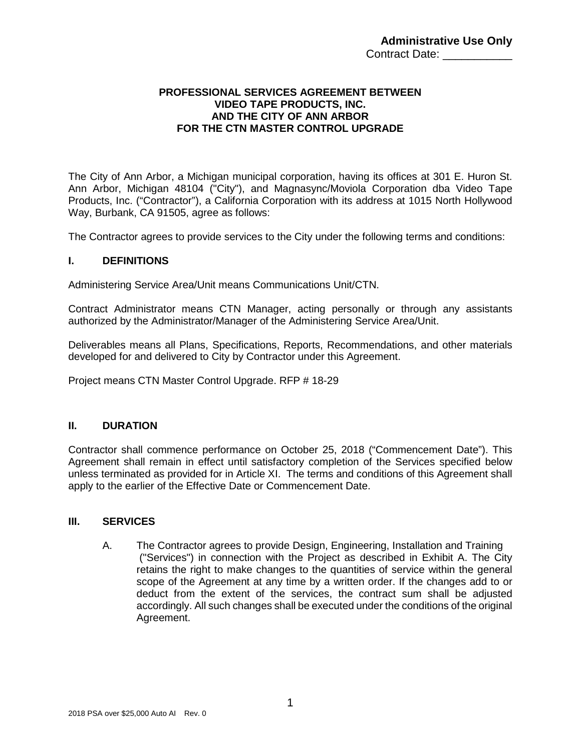**Administrative Use Only**

Contract Date: ___________

**PROFESSIONAL SERVICES AGREEMENT BETWEEN VIDEO TAPE PRODUCTS, INC. AND THE CITY OF ANN ARBOR FOR THE CTN MASTER CONTROL UPGRADE**

The City of Ann Arbor, a Michigan municipal corporation, having its offices at 301 E. Huron St. Ann Arbor, Michigan 48104 ("City"), and Magnasync/Moviola Corporation dba Video Tape Products, Inc. ("Contractor"), a California Corporation with its address at 1015 North Hollywood Way, Burbank, CA 91505, agree as follows:

The Contractor agrees to provide services to the City under the following terms and conditions:

## I. DEFINITIONS

Administering Service Area/Unit means Communications Unit/CTN.

Contract Administrator means CTN Manager, acting personally or through any assistants authorized by the Administrator/Manager of the Administering Service Area/Unit.

Deliverables means all Plans, Specifications, Reports, Recommendations, and other materials developed for and delivered to City by Contractor under this Agreement.

Project means CTN Master Control Upgrade. RFP # 18-29

## II. DURATION

Contractor shall commence performance on October 25, 2018 ("Commencement Date"). This Agreement shall remain in effect until satisfactory completion of the Services specified below unless terminated as provided for in Article XI. The terms and conditions of this Agreement shall apply to the earlier of the Effective Date or Commencement Date.

## III. SERVICES

A. The Contractor agrees to provide Design, Engineering, Installation and Training ("Services") in connection with the Project as described in Exhibit A. The City retains the right to make changes to the quantities of service within the general scope of the Agreement at any time by a written order. If the changes add to or deduct from the extent of the services, the contract sum shall be adjusted accordingly. All such changes shall be executed under the conditions of the original Agreement.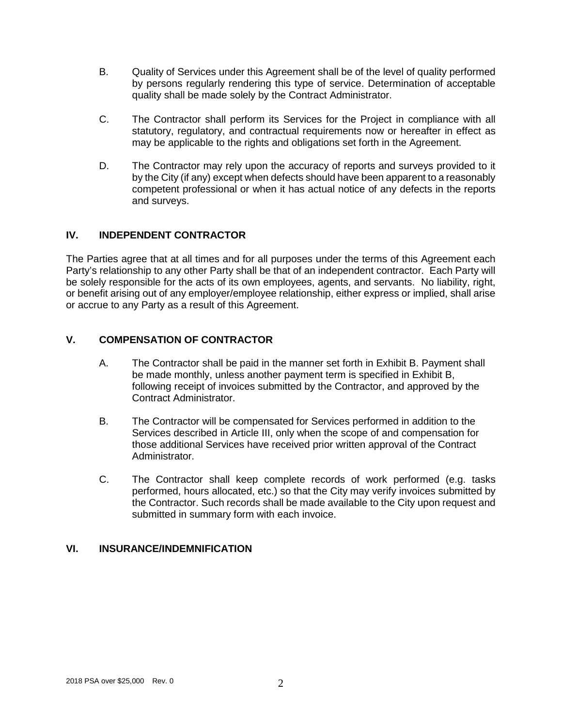B. Quality of Services under this Agreement shall be of the level of quality performed by persons regularly rendering this type of service. Determination of acceptable quality shall be made solely by the Contract Administrator.

C. The Contractor shall perform its Services for the Project in compliance with all statutory, regulatory, and contractual requirements now or hereafter in effect as may be applicable to the rights and obligations set forth in the Agreement.

D. The Contractor may rely upon the accuracy of reports and surveys provided to it by the City (if any) except when defects should have been apparent to a reasonably competent professional or when it has actual notice of any defects in the reports and surveys.

## IV. INDEPENDENT CONTRACTOR

The Parties agree that at all times and for all purposes under the terms of this Agreement each Party's relationship to any other Party shall be that of an independent contractor. Each Party will be solely responsible for the acts of its own employees, agents, and servants. No liability, right, or benefit arising out of any employer/employee relationship, either express or implied, shall arise or accrue to any Party as a result of this Agreement.

## V. COMPENSATION OF CONTRACTOR

A. The Contractor shall be paid in the manner set forth in Exhibit B. Payment shall be made monthly, unless another payment term is specified in Exhibit B, following receipt of invoices submitted by the Contractor, and approved by the Contract Administrator.

B. The Contractor will be compensated for Services performed in addition to the Services described in Article III, only when the scope of and compensation for those additional Services have received prior written approval of the Contract Administrator.

C. The Contractor shall keep complete records of work performed (e.g. tasks performed, hours allocated, etc.) so that the City may verify invoices submitted by the Contractor. Such records shall be made available to the City upon request and submitted in summary form with each invoice.

## VI. INSURANCE/INDEMNIFICATION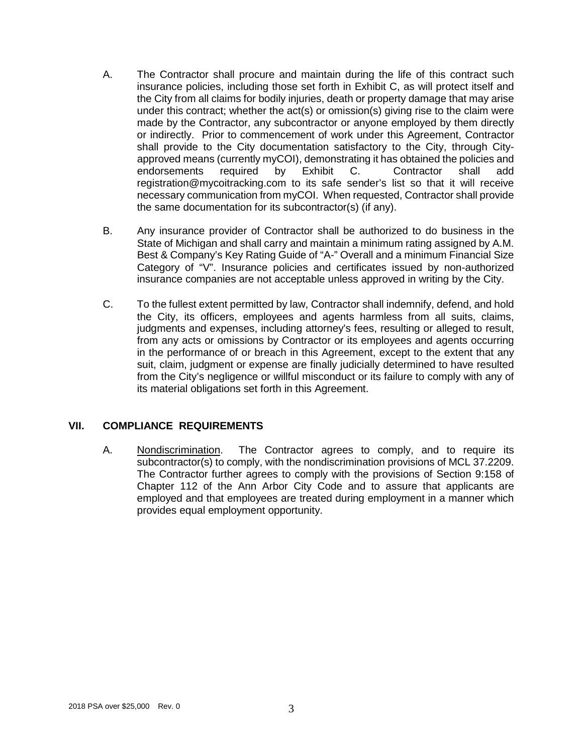A. The Contractor shall procure and maintain during the life of this contract such insurance policies, including those set forth in Exhibit C, as will protect itself and the City from all claims for bodily injuries, death or property damage that may arise under this contract; whether the act(s) or omission(s) giving rise to the claim were made by the Contractor, any subcontractor or anyone employed by them directly or indirectly. Prior to commencement of work under this Agreement, Contractor shall provide to the City documentation satisfactory to the City, through City-approved means (currently myCOI), demonstrating it has obtained the policies and endorsements required by Exhibit C. Contractor shall add registration@mycoitracking.com to its safe sender's list so that it will receive necessary communication from myCOI. When requested, Contractor shall provide the same documentation for its subcontractor(s) (if any).

B. Any insurance provider of Contractor shall be authorized to do business in the State of Michigan and shall carry and maintain a minimum rating assigned by A.M. Best & Company's Key Rating Guide of "A-" Overall and a minimum Financial Size Category of "V". Insurance policies and certificates issued by non-authorized insurance companies are not acceptable unless approved in writing by the City.

C. To the fullest extent permitted by law, Contractor shall indemnify, defend, and hold the City, its officers, employees and agents harmless from all suits, claims, judgments and expenses, including attorney's fees, resulting or alleged to result, from any acts or omissions by Contractor or its employees and agents occurring in the performance of or breach in this Agreement, except to the extent that any suit, claim, judgment or expense are finally judicially determined to have resulted from the City's negligence or willful misconduct or its failure to comply with any of its material obligations set forth in this Agreement.

## VII. COMPLIANCE REQUIREMENTS

A. Nondiscrimination. The Contractor agrees to comply, and to require its subcontractor(s) to comply, with the nondiscrimination provisions of MCL 37.2209. The Contractor further agrees to comply with the provisions of Section 9:158 of Chapter 112 of the Ann Arbor City Code and to assure that applicants are employed and that employees are treated during employment in a manner which provides equal employment opportunity.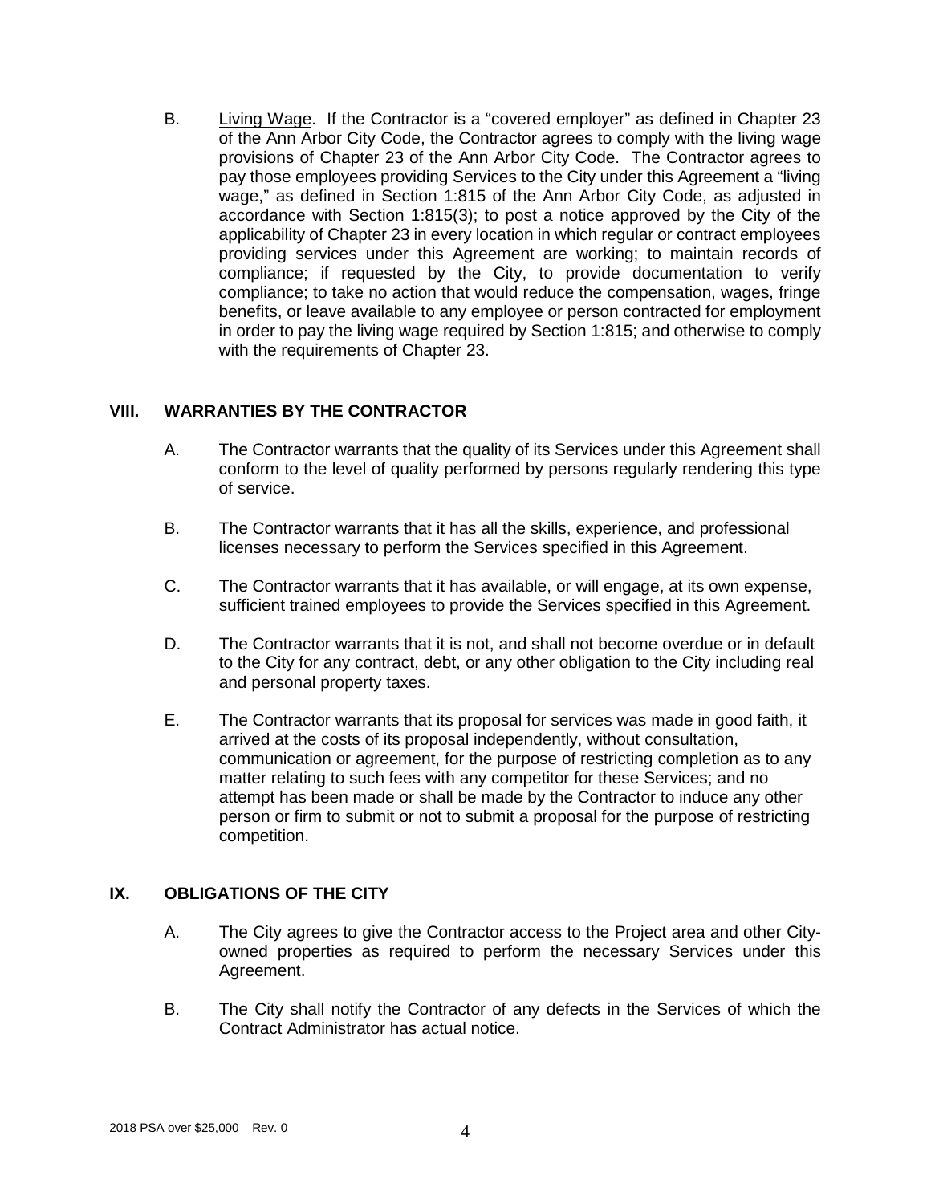B. <u>Living Wage</u>. If the Contractor is a "covered employer" as defined in Chapter 23 of the Ann Arbor City Code, the Contractor agrees to comply with the living wage provisions of Chapter 23 of the Ann Arbor City Code. The Contractor agrees to pay those employees providing Services to the City under this Agreement a "living wage," as defined in Section 1:815 of the Ann Arbor City Code, as adjusted in accordance with Section 1:815(3); to post a notice approved by the City of the applicability of Chapter 23 in every location in which regular or contract employees providing services under this Agreement are working; to maintain records of compliance; if requested by the City, to provide documentation to verify compliance; to take no action that would reduce the compensation, wages, fringe benefits, or leave available to any employee or person contracted for employment in order to pay the living wage required by Section 1:815; and otherwise to comply with the requirements of Chapter 23.

## VIII. WARRANTIES BY THE CONTRACTOR

A. The Contractor warrants that the quality of its Services under this Agreement shall conform to the level of quality performed by persons regularly rendering this type of service.

B. The Contractor warrants that it has all the skills, experience, and professional licenses necessary to perform the Services specified in this Agreement.

C. The Contractor warrants that it has available, or will engage, at its own expense, sufficient trained employees to provide the Services specified in this Agreement.

D. The Contractor warrants that it is not, and shall not become overdue or in default to the City for any contract, debt, or any other obligation to the City including real and personal property taxes.

E. The Contractor warrants that its proposal for services was made in good faith, it arrived at the costs of its proposal independently, without consultation, communication or agreement, for the purpose of restricting completion as to any matter relating to such fees with any competitor for these Services; and no attempt has been made or shall be made by the Contractor to induce any other person or firm to submit or not to submit a proposal for the purpose of restricting competition.

## IX. OBLIGATIONS OF THE CITY

A. The City agrees to give the Contractor access to the Project area and other City-owned properties as required to perform the necessary Services under this Agreement.

B. The City shall notify the Contractor of any defects in the Services of which the Contract Administrator has actual notice.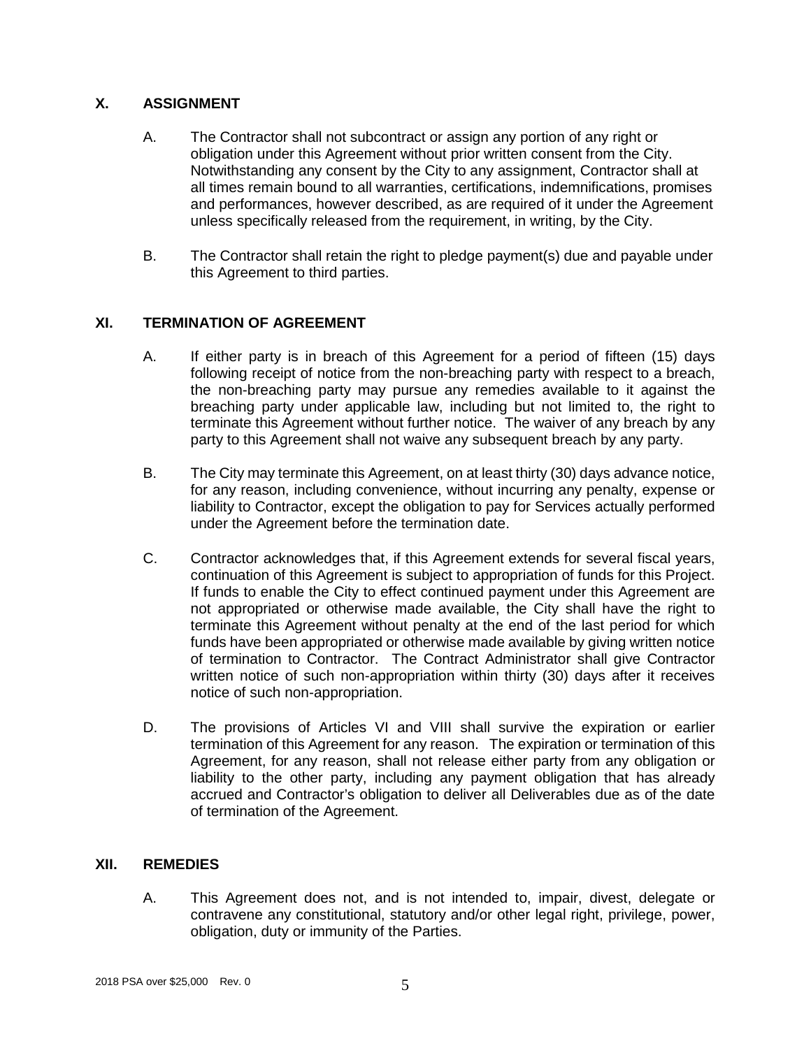## X. ASSIGNMENT

A. The Contractor shall not subcontract or assign any portion of any right or obligation under this Agreement without prior written consent from the City. Notwithstanding any consent by the City to any assignment, Contractor shall at all times remain bound to all warranties, certifications, indemnifications, promises and performances, however described, as are required of it under the Agreement unless specifically released from the requirement, in writing, by the City.

B. The Contractor shall retain the right to pledge payment(s) due and payable under this Agreement to third parties.

## XI. TERMINATION OF AGREEMENT

A. If either party is in breach of this Agreement for a period of fifteen (15) days following receipt of notice from the non-breaching party with respect to a breach, the non-breaching party may pursue any remedies available to it against the breaching party under applicable law, including but not limited to, the right to terminate this Agreement without further notice. The waiver of any breach by any party to this Agreement shall not waive any subsequent breach by any party.

B. The City may terminate this Agreement, on at least thirty (30) days advance notice, for any reason, including convenience, without incurring any penalty, expense or liability to Contractor, except the obligation to pay for Services actually performed under the Agreement before the termination date.

C. Contractor acknowledges that, if this Agreement extends for several fiscal years, continuation of this Agreement is subject to appropriation of funds for this Project. If funds to enable the City to effect continued payment under this Agreement are not appropriated or otherwise made available, the City shall have the right to terminate this Agreement without penalty at the end of the last period for which funds have been appropriated or otherwise made available by giving written notice of termination to Contractor. The Contract Administrator shall give Contractor written notice of such non-appropriation within thirty (30) days after it receives notice of such non-appropriation.

D. The provisions of Articles VI and VIII shall survive the expiration or earlier termination of this Agreement for any reason. The expiration or termination of this Agreement, for any reason, shall not release either party from any obligation or liability to the other party, including any payment obligation that has already accrued and Contractor's obligation to deliver all Deliverables due as of the date of termination of the Agreement.

## XII. REMEDIES

A. This Agreement does not, and is not intended to, impair, divest, delegate or contravene any constitutional, statutory and/or other legal right, privilege, power, obligation, duty or immunity of the Parties.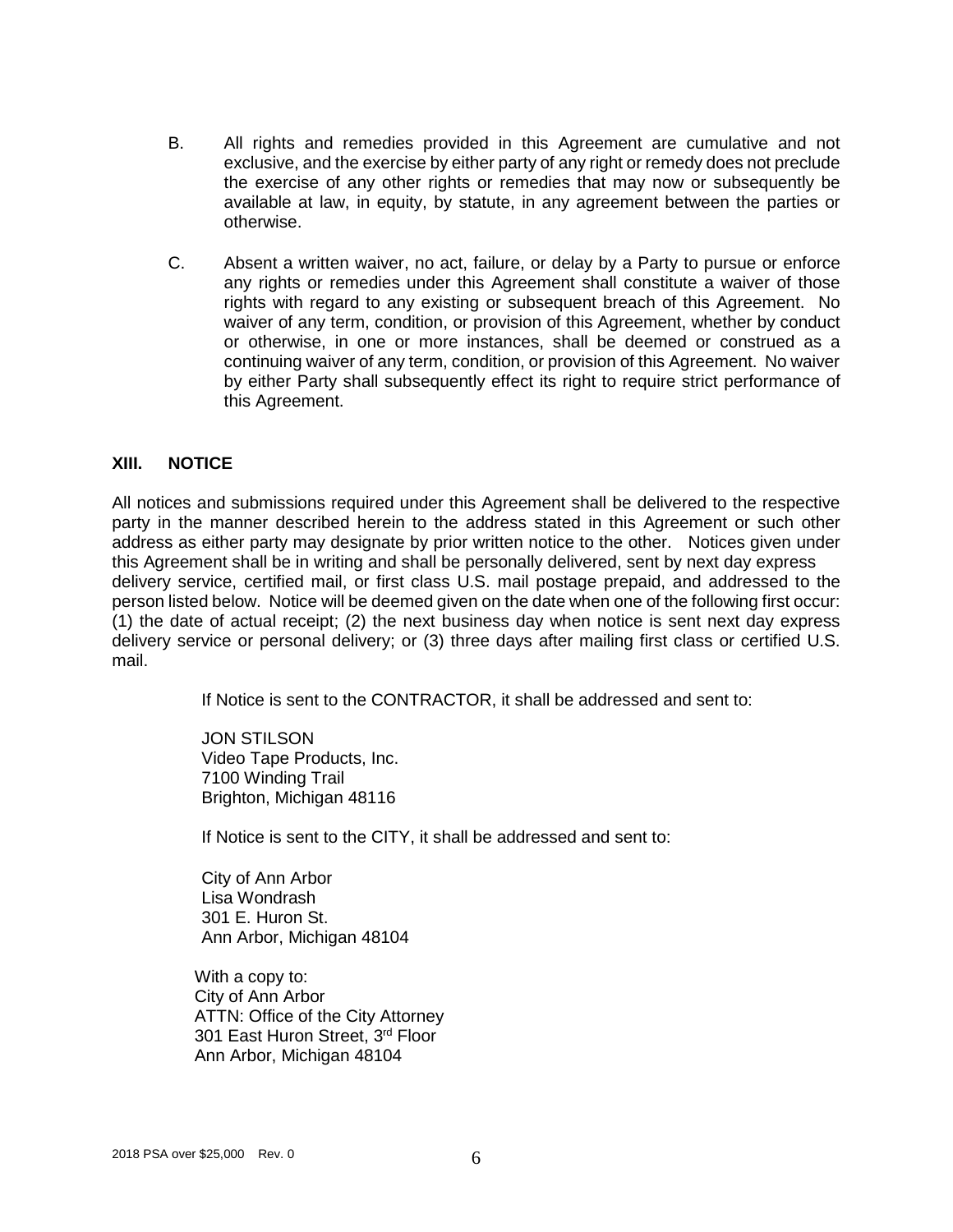B. All rights and remedies provided in this Agreement are cumulative and not exclusive, and the exercise by either party of any right or remedy does not preclude the exercise of any other rights or remedies that may now or subsequently be available at law, in equity, by statute, in any agreement between the parties or otherwise.

C. Absent a written waiver, no act, failure, or delay by a Party to pursue or enforce any rights or remedies under this Agreement shall constitute a waiver of those rights with regard to any existing or subsequent breach of this Agreement. No waiver of any term, condition, or provision of this Agreement, whether by conduct or otherwise, in one or more instances, shall be deemed or construed as a continuing waiver of any term, condition, or provision of this Agreement. No waiver by either Party shall subsequently effect its right to require strict performance of this Agreement.

## XIII. NOTICE

All notices and submissions required under this Agreement shall be delivered to the respective party in the manner described herein to the address stated in this Agreement or such other address as either party may designate by prior written notice to the other. Notices given under this Agreement shall be in writing and shall be personally delivered, sent by next day express delivery service, certified mail, or first class U.S. mail postage prepaid, and addressed to the person listed below. Notice will be deemed given on the date when one of the following first occur: (1) the date of actual receipt; (2) the next business day when notice is sent next day express delivery service or personal delivery; or (3) three days after mailing first class or certified U.S. mail.

If Notice is sent to the CONTRACTOR, it shall be addressed and sent to:

JON STILSON
Video Tape Products, Inc.
7100 Winding Trail
Brighton, Michigan 48116

If Notice is sent to the CITY, it shall be addressed and sent to:

City of Ann Arbor
Lisa Wondrash
301 E. Huron St.
Ann Arbor, Michigan 48104

With a copy to:
City of Ann Arbor
ATTN: Office of the City Attorney
301 East Huron Street, 3rd Floor
Ann Arbor, Michigan 48104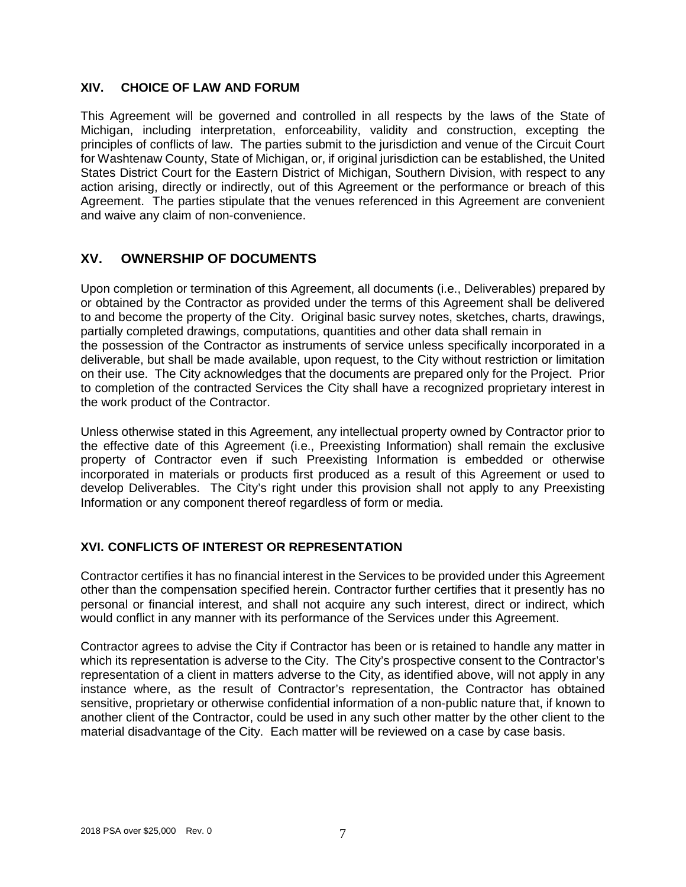### XIV. CHOICE OF LAW AND FORUM

This Agreement will be governed and controlled in all respects by the laws of the State of Michigan, including interpretation, enforceability, validity and construction, excepting the principles of conflicts of law. The parties submit to the jurisdiction and venue of the Circuit Court for Washtenaw County, State of Michigan, or, if original jurisdiction can be established, the United States District Court for the Eastern District of Michigan, Southern Division, with respect to any action arising, directly or indirectly, out of this Agreement or the performance or breach of this Agreement. The parties stipulate that the venues referenced in this Agreement are convenient and waive any claim of non-convenience.

## XV. OWNERSHIP OF DOCUMENTS

Upon completion or termination of this Agreement, all documents (i.e., Deliverables) prepared by or obtained by the Contractor as provided under the terms of this Agreement shall be delivered to and become the property of the City. Original basic survey notes, sketches, charts, drawings, partially completed drawings, computations, quantities and other data shall remain in the possession of the Contractor as instruments of service unless specifically incorporated in a deliverable, but shall be made available, upon request, to the City without restriction or limitation on their use. The City acknowledges that the documents are prepared only for the Project. Prior to completion of the contracted Services the City shall have a recognized proprietary interest in the work product of the Contractor.

Unless otherwise stated in this Agreement, any intellectual property owned by Contractor prior to the effective date of this Agreement (i.e., Preexisting Information) shall remain the exclusive property of Contractor even if such Preexisting Information is embedded or otherwise incorporated in materials or products first produced as a result of this Agreement or used to develop Deliverables. The City's right under this provision shall not apply to any Preexisting Information or any component thereof regardless of form or media.

### XVI. CONFLICTS OF INTEREST OR REPRESENTATION

Contractor certifies it has no financial interest in the Services to be provided under this Agreement other than the compensation specified herein. Contractor further certifies that it presently has no personal or financial interest, and shall not acquire any such interest, direct or indirect, which would conflict in any manner with its performance of the Services under this Agreement.

Contractor agrees to advise the City if Contractor has been or is retained to handle any matter in which its representation is adverse to the City. The City's prospective consent to the Contractor's representation of a client in matters adverse to the City, as identified above, will not apply in any instance where, as the result of Contractor's representation, the Contractor has obtained sensitive, proprietary or otherwise confidential information of a non-public nature that, if known to another client of the Contractor, could be used in any such other matter by the other client to the material disadvantage of the City. Each matter will be reviewed on a case by case basis.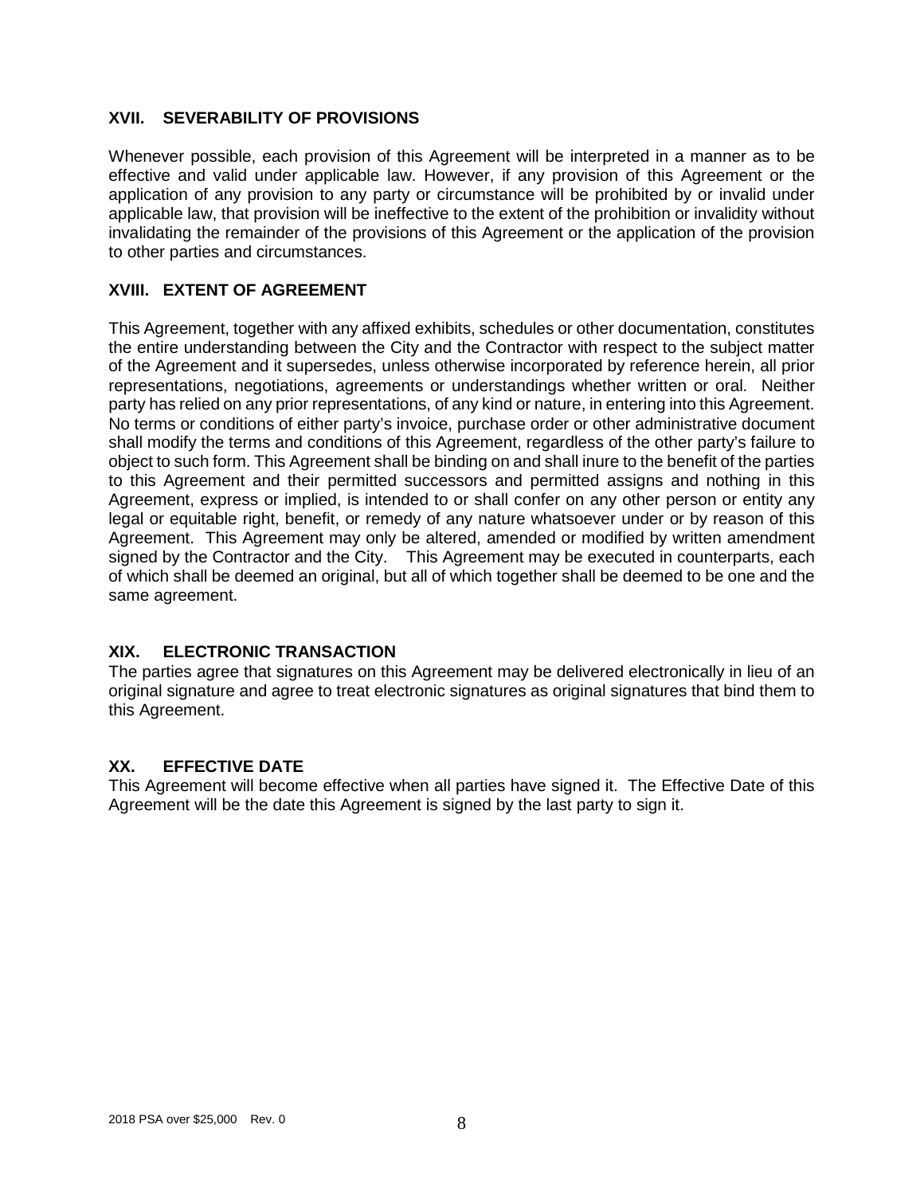## XVII. SEVERABILITY OF PROVISIONS

Whenever possible, each provision of this Agreement will be interpreted in a manner as to be effective and valid under applicable law. However, if any provision of this Agreement or the application of any provision to any party or circumstance will be prohibited by or invalid under applicable law, that provision will be ineffective to the extent of the prohibition or invalidity without invalidating the remainder of the provisions of this Agreement or the application of the provision to other parties and circumstances.

## XVIII. EXTENT OF AGREEMENT

This Agreement, together with any affixed exhibits, schedules or other documentation, constitutes the entire understanding between the City and the Contractor with respect to the subject matter of the Agreement and it supersedes, unless otherwise incorporated by reference herein, all prior representations, negotiations, agreements or understandings whether written or oral. Neither party has relied on any prior representations, of any kind or nature, in entering into this Agreement. No terms or conditions of either party's invoice, purchase order or other administrative document shall modify the terms and conditions of this Agreement, regardless of the other party's failure to object to such form. This Agreement shall be binding on and shall inure to the benefit of the parties to this Agreement and their permitted successors and permitted assigns and nothing in this Agreement, express or implied, is intended to or shall confer on any other person or entity any legal or equitable right, benefit, or remedy of any nature whatsoever under or by reason of this Agreement. This Agreement may only be altered, amended or modified by written amendment signed by the Contractor and the City. This Agreement may be executed in counterparts, each of which shall be deemed an original, but all of which together shall be deemed to be one and the same agreement.

## XIX. ELECTRONIC TRANSACTION

The parties agree that signatures on this Agreement may be delivered electronically in lieu of an original signature and agree to treat electronic signatures as original signatures that bind them to this Agreement.

## XX. EFFECTIVE DATE

This Agreement will become effective when all parties have signed it. The Effective Date of this Agreement will be the date this Agreement is signed by the last party to sign it.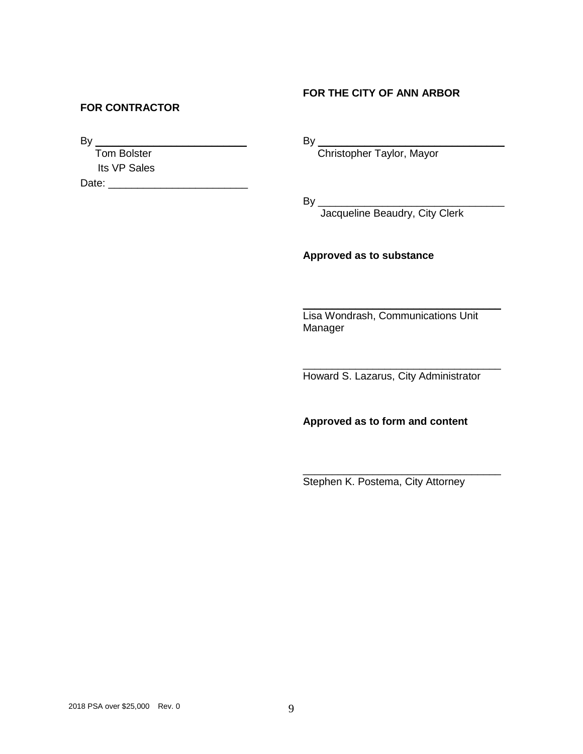**FOR CONTRACTOR**

By ___________________________
Tom Bolster
Its VP Sales
Date: ________________________

**FOR THE CITY OF ANN ARBOR**

By ________________________________
Christopher Taylor, Mayor

By ________________________________
Jacqueline Beaudry, City Clerk

**Approved as to substance**

________________________________
Lisa Wondrash, Communications Unit Manager

________________________________
Howard S. Lazarus, City Administrator

**Approved as to form and content**

________________________________
Stephen K. Postema, City Attorney

2018 PSA over $25,000 Rev. 0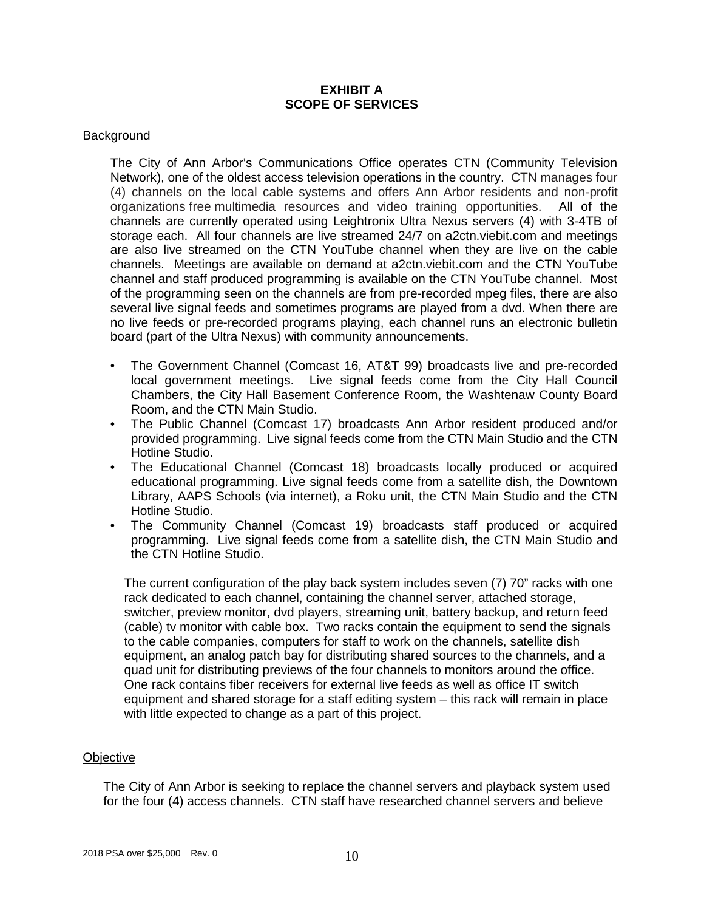**EXHIBIT A**
**SCOPE OF SERVICES**

Background

The City of Ann Arbor's Communications Office operates CTN (Community Television Network), one of the oldest access television operations in the country. CTN manages four (4) channels on the local cable systems and offers Ann Arbor residents and non-profit organizations free multimedia resources and video training opportunities. All of the channels are currently operated using Leightronix Ultra Nexus servers (4) with 3-4TB of storage each. All four channels are live streamed 24/7 on a2ctn.viebit.com and meetings are also live streamed on the CTN YouTube channel when they are live on the cable channels. Meetings are available on demand at a2ctn.viebit.com and the CTN YouTube channel and staff produced programming is available on the CTN YouTube channel. Most of the programming seen on the channels are from pre-recorded mpeg files, there are also several live signal feeds and sometimes programs are played from a dvd. When there are no live feeds or pre-recorded programs playing, each channel runs an electronic bulletin board (part of the Ultra Nexus) with community announcements.

- The Government Channel (Comcast 16, AT&T 99) broadcasts live and pre-recorded local government meetings. Live signal feeds come from the City Hall Council Chambers, the City Hall Basement Conference Room, the Washtenaw County Board Room, and the CTN Main Studio.
- The Public Channel (Comcast 17) broadcasts Ann Arbor resident produced and/or provided programming. Live signal feeds come from the CTN Main Studio and the CTN Hotline Studio.
- The Educational Channel (Comcast 18) broadcasts locally produced or acquired educational programming. Live signal feeds come from a satellite dish, the Downtown Library, AAPS Schools (via internet), a Roku unit, the CTN Main Studio and the CTN Hotline Studio.
- The Community Channel (Comcast 19) broadcasts staff produced or acquired programming. Live signal feeds come from a satellite dish, the CTN Main Studio and the CTN Hotline Studio.

The current configuration of the play back system includes seven (7) 70" racks with one rack dedicated to each channel, containing the channel server, attached storage, switcher, preview monitor, dvd players, streaming unit, battery backup, and return feed (cable) tv monitor with cable box. Two racks contain the equipment to send the signals to the cable companies, computers for staff to work on the channels, satellite dish equipment, an analog patch bay for distributing shared sources to the channels, and a quad unit for distributing previews of the four channels to monitors around the office. One rack contains fiber receivers for external live feeds as well as office IT switch equipment and shared storage for a staff editing system – this rack will remain in place with little expected to change as a part of this project.

Objective

The City of Ann Arbor is seeking to replace the channel servers and playback system used for the four (4) access channels. CTN staff have researched channel servers and believe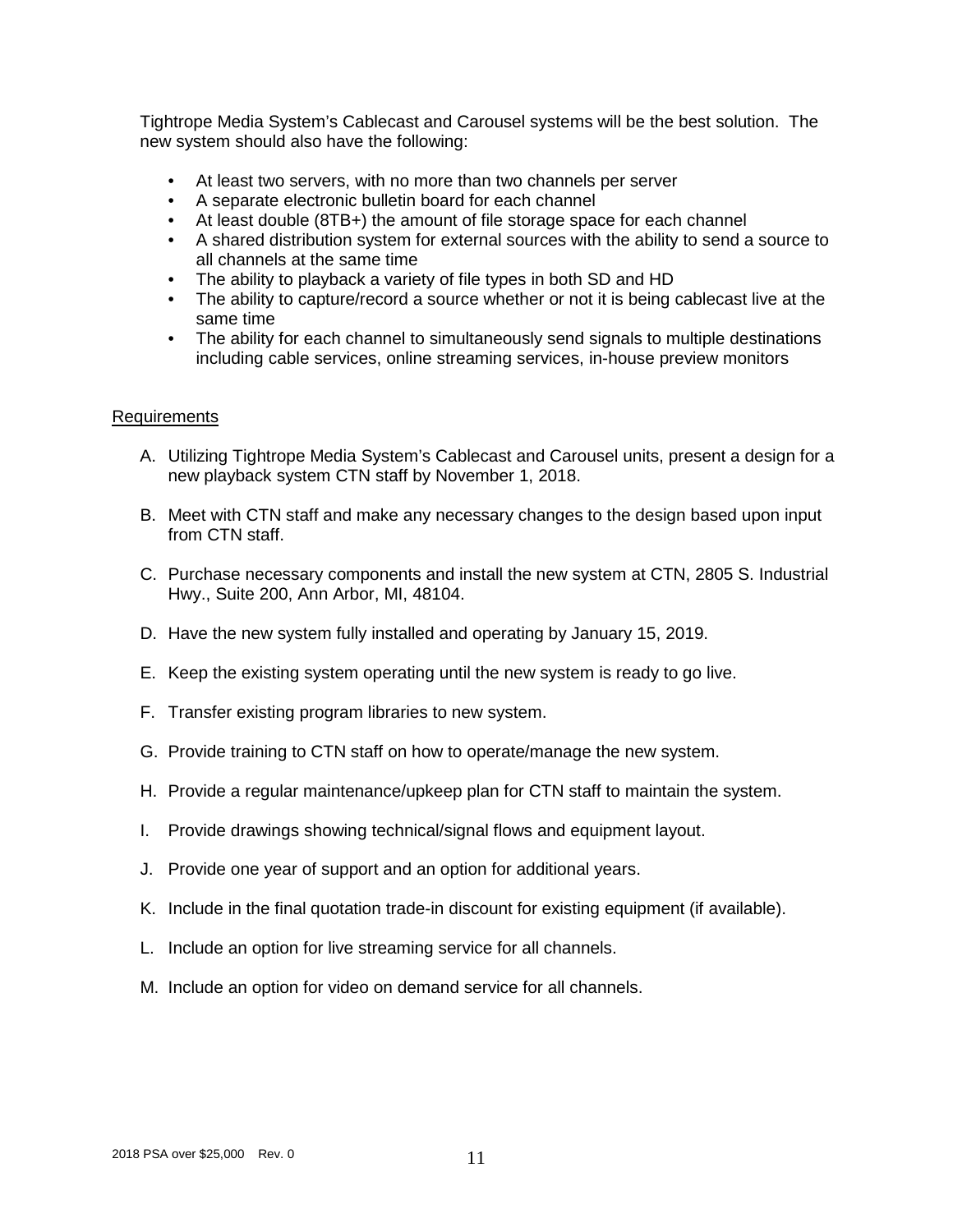Tightrope Media System's Cablecast and Carousel systems will be the best solution. The new system should also have the following:

- At least two servers, with no more than two channels per server
- A separate electronic bulletin board for each channel
- At least double (8TB+) the amount of file storage space for each channel
- A shared distribution system for external sources with the ability to send a source to all channels at the same time
- The ability to playback a variety of file types in both SD and HD
- The ability to capture/record a source whether or not it is being cablecast live at the same time
- The ability for each channel to simultaneously send signals to multiple destinations including cable services, online streaming services, in-house preview monitors

Requirements

A. Utilizing Tightrope Media System's Cablecast and Carousel units, present a design for a new playback system CTN staff by November 1, 2018.

B. Meet with CTN staff and make any necessary changes to the design based upon input from CTN staff.

C. Purchase necessary components and install the new system at CTN, 2805 S. Industrial Hwy., Suite 200, Ann Arbor, MI, 48104.

D. Have the new system fully installed and operating by January 15, 2019.

E. Keep the existing system operating until the new system is ready to go live.

F. Transfer existing program libraries to new system.

G. Provide training to CTN staff on how to operate/manage the new system.

H. Provide a regular maintenance/upkeep plan for CTN staff to maintain the system.

I. Provide drawings showing technical/signal flows and equipment layout.

J. Provide one year of support and an option for additional years.

K. Include in the final quotation trade-in discount for existing equipment (if available).

L. Include an option for live streaming service for all channels.

M. Include an option for video on demand service for all channels.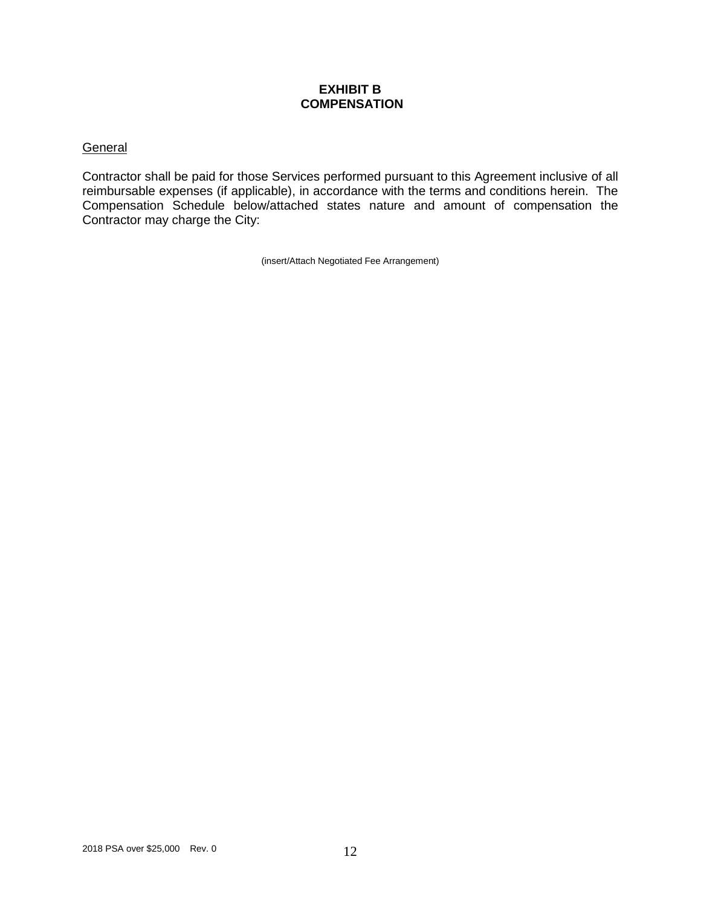**EXHIBIT B**
**COMPENSATION**

General

Contractor shall be paid for those Services performed pursuant to this Agreement inclusive of all reimbursable expenses (if applicable), in accordance with the terms and conditions herein. The Compensation Schedule below/attached states nature and amount of compensation the Contractor may charge the City:

(insert/Attach Negotiated Fee Arrangement)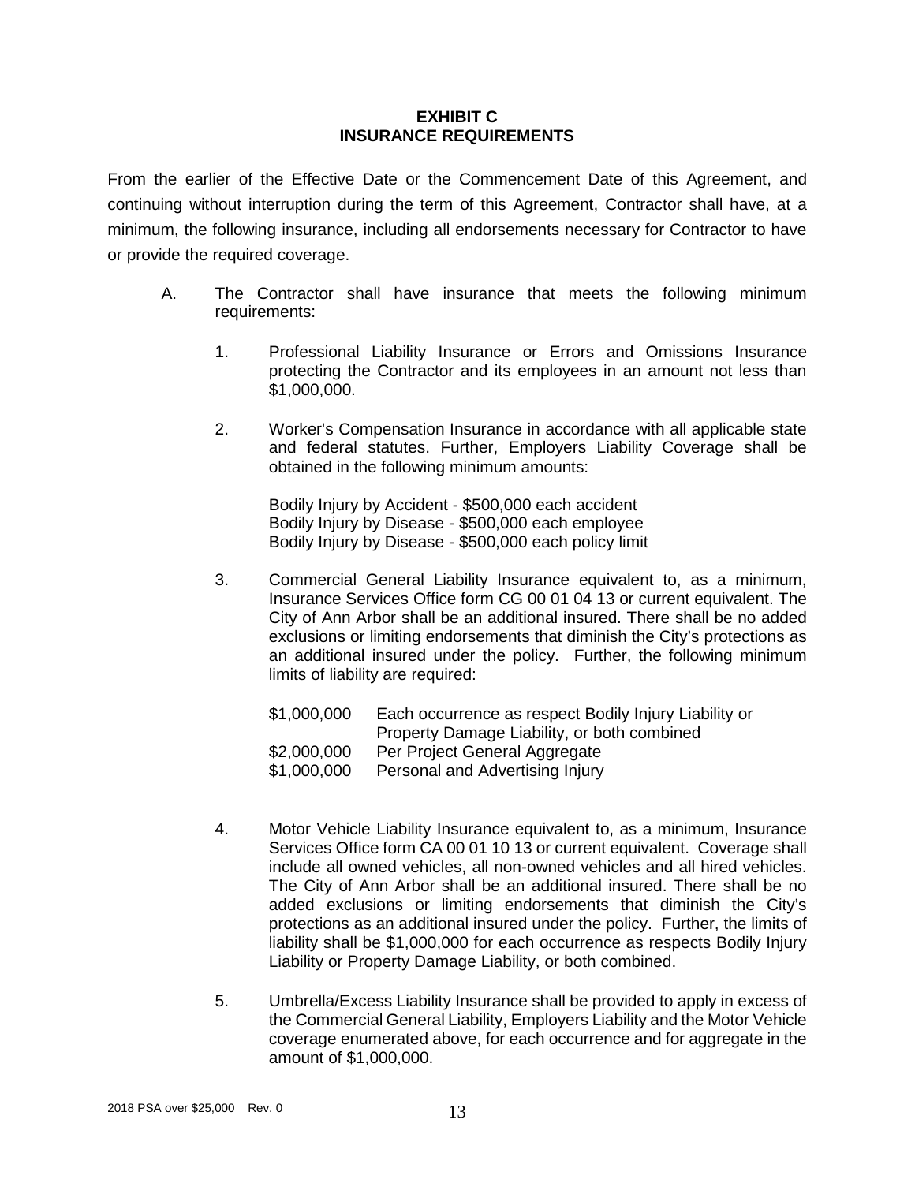## EXHIBIT C
## INSURANCE REQUIREMENTS

From the earlier of the Effective Date or the Commencement Date of this Agreement, and continuing without interruption during the term of this Agreement, Contractor shall have, at a minimum, the following insurance, including all endorsements necessary for Contractor to have or provide the required coverage.

A. The Contractor shall have insurance that meets the following minimum requirements:

   1. Professional Liability Insurance or Errors and Omissions Insurance protecting the Contractor and its employees in an amount not less than $1,000,000.

   2. Worker's Compensation Insurance in accordance with all applicable state and federal statutes. Further, Employers Liability Coverage shall be obtained in the following minimum amounts:

      Bodily Injury by Accident - $500,000 each accident
      Bodily Injury by Disease - $500,000 each employee
      Bodily Injury by Disease - $500,000 each policy limit

   3. Commercial General Liability Insurance equivalent to, as a minimum, Insurance Services Office form CG 00 01 04 13 or current equivalent. The City of Ann Arbor shall be an additional insured. There shall be no added exclusions or limiting endorsements that diminish the City's protections as an additional insured under the policy. Further, the following minimum limits of liability are required:

      | | |
      |---|---|
      | $1,000,000 | Each occurrence as respect Bodily Injury Liability or Property Damage Liability, or both combined |
      | $2,000,000 | Per Project General Aggregate |
      | $1,000,000 | Personal and Advertising Injury |

   4. Motor Vehicle Liability Insurance equivalent to, as a minimum, Insurance Services Office form CA 00 01 10 13 or current equivalent. Coverage shall include all owned vehicles, all non-owned vehicles and all hired vehicles. The City of Ann Arbor shall be an additional insured. There shall be no added exclusions or limiting endorsements that diminish the City's protections as an additional insured under the policy. Further, the limits of liability shall be $1,000,000 for each occurrence as respects Bodily Injury Liability or Property Damage Liability, or both combined.

   5. Umbrella/Excess Liability Insurance shall be provided to apply in excess of the Commercial General Liability, Employers Liability and the Motor Vehicle coverage enumerated above, for each occurrence and for aggregate in the amount of $1,000,000.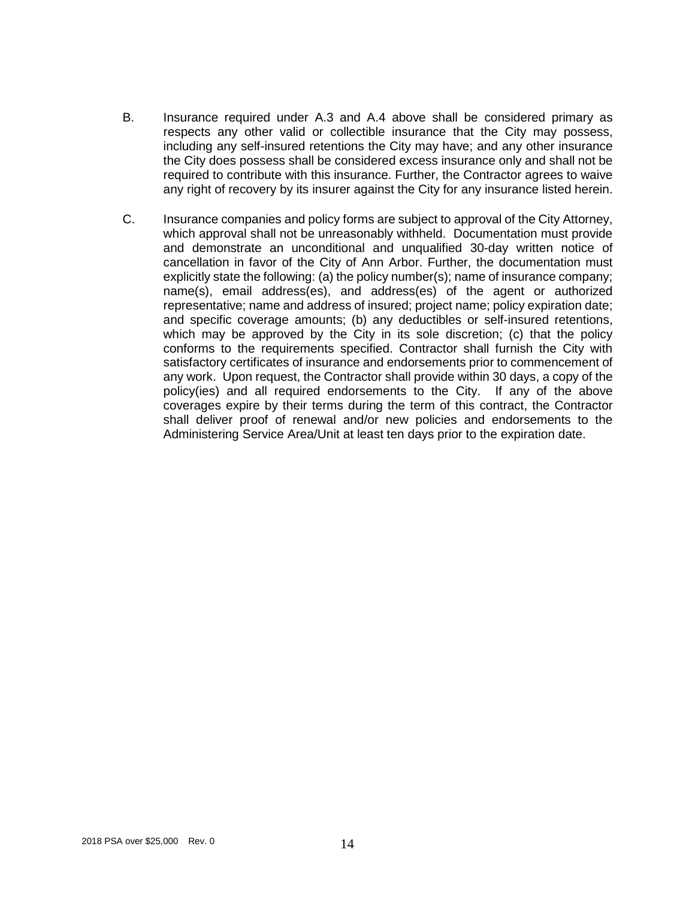B. Insurance required under A.3 and A.4 above shall be considered primary as respects any other valid or collectible insurance that the City may possess, including any self-insured retentions the City may have; and any other insurance the City does possess shall be considered excess insurance only and shall not be required to contribute with this insurance. Further, the Contractor agrees to waive any right of recovery by its insurer against the City for any insurance listed herein.

C. Insurance companies and policy forms are subject to approval of the City Attorney, which approval shall not be unreasonably withheld. Documentation must provide and demonstrate an unconditional and unqualified 30-day written notice of cancellation in favor of the City of Ann Arbor. Further, the documentation must explicitly state the following: (a) the policy number(s); name of insurance company; name(s), email address(es), and address(es) of the agent or authorized representative; name and address of insured; project name; policy expiration date; and specific coverage amounts; (b) any deductibles or self-insured retentions, which may be approved by the City in its sole discretion; (c) that the policy conforms to the requirements specified. Contractor shall furnish the City with satisfactory certificates of insurance and endorsements prior to commencement of any work. Upon request, the Contractor shall provide within 30 days, a copy of the policy(ies) and all required endorsements to the City. If any of the above coverages expire by their terms during the term of this contract, the Contractor shall deliver proof of renewal and/or new policies and endorsements to the Administering Service Area/Unit at least ten days prior to the expiration date.